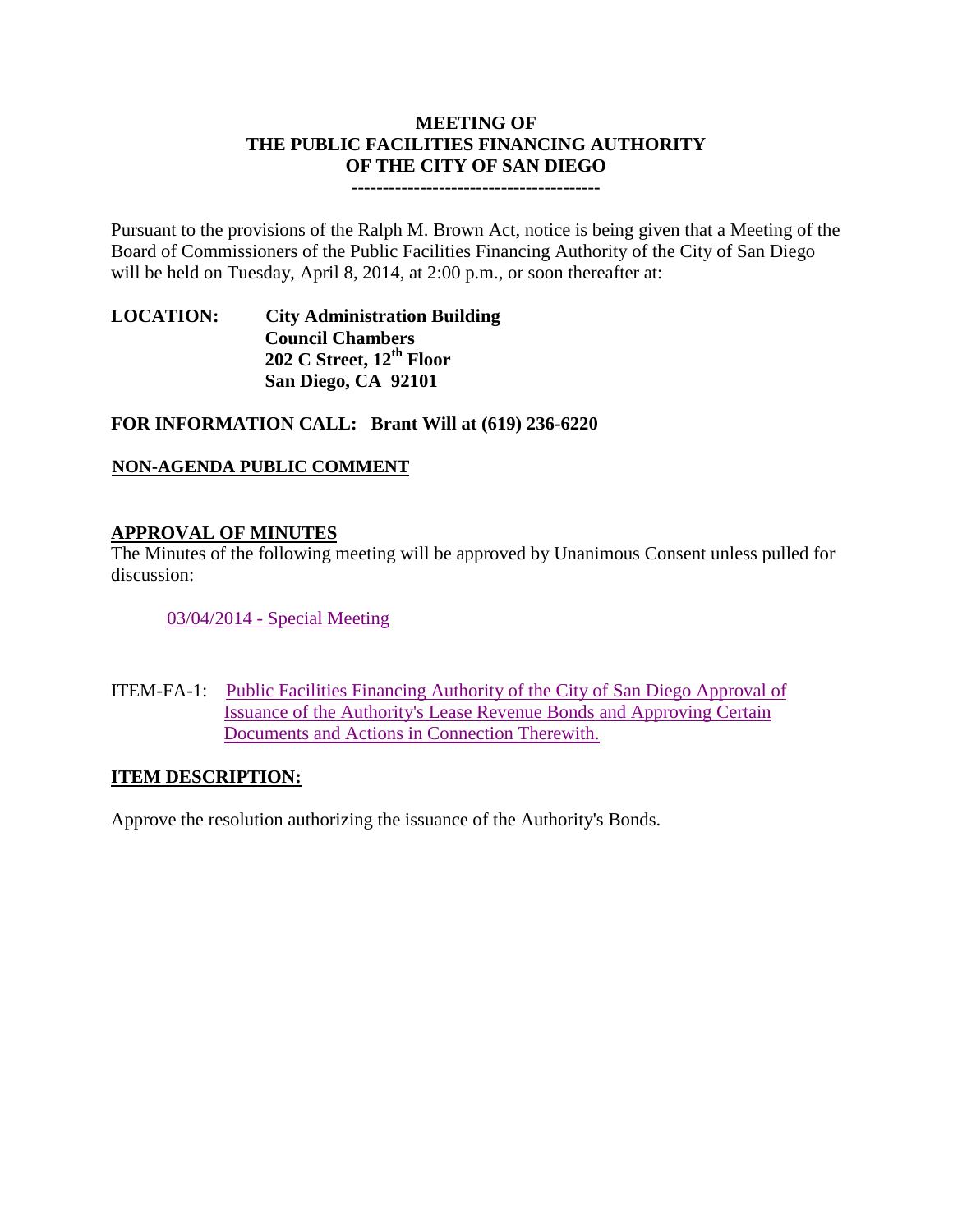# MEETING OF THE PUBLIC FACILITIES FINANCING AUTHORITY OF THE CITY OF SAN DIEGO

----------------------------------------

Pursuant to the provisions of the Ralph M. Brown Act, notice is being given that a Meeting of the Board of Commissioners of the Public Facilities Financing Authority of the City of San Diego will be held on Tuesday, April 8, 2014, at 2:00 p.m., or soon thereafter at:

**LOCATION:** **City Administration Building**
**Council Chambers**
**202 C Street, 12th Floor**
**San Diego, CA 92101**

**FOR INFORMATION CALL: Brant Will at (619) 236-6220**

## NON-AGENDA PUBLIC COMMENT

## APPROVAL OF MINUTES

The Minutes of the following meeting will be approved by Unanimous Consent unless pulled for discussion:

03/04/2014 - Special Meeting

ITEM-FA-1: Public Facilities Financing Authority of the City of San Diego Approval of Issuance of the Authority's Lease Revenue Bonds and Approving Certain Documents and Actions in Connection Therewith.

## ITEM DESCRIPTION:

Approve the resolution authorizing the issuance of the Authority's Bonds.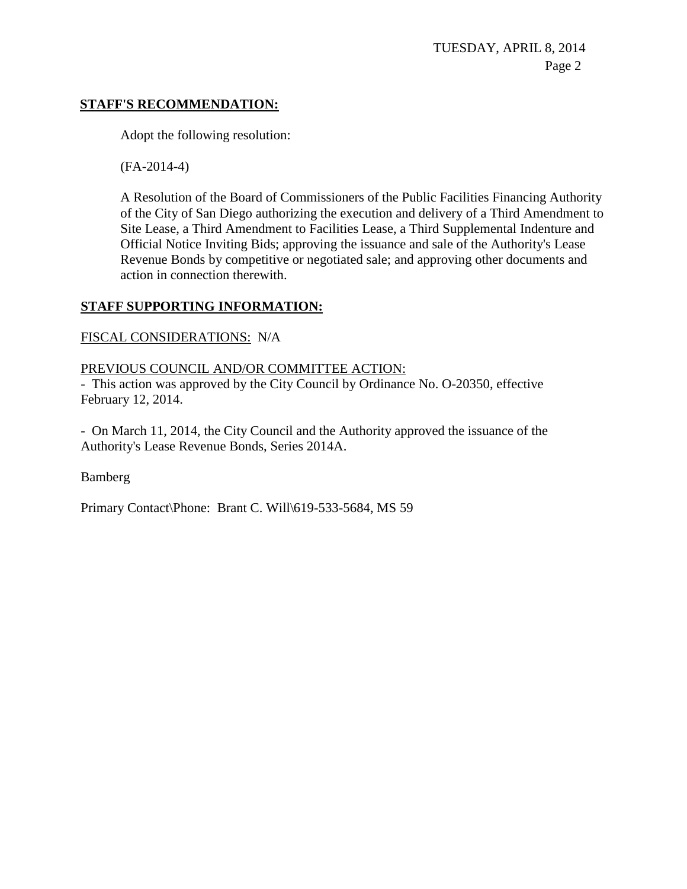**STAFF'S RECOMMENDATION:**

Adopt the following resolution:

(FA-2014-4)

A Resolution of the Board of Commissioners of the Public Facilities Financing Authority of the City of San Diego authorizing the execution and delivery of a Third Amendment to Site Lease, a Third Amendment to Facilities Lease, a Third Supplemental Indenture and Official Notice Inviting Bids; approving the issuance and sale of the Authority's Lease Revenue Bonds by competitive or negotiated sale; and approving other documents and action in connection therewith.

**STAFF SUPPORTING INFORMATION:**

FISCAL CONSIDERATIONS: N/A

PREVIOUS COUNCIL AND/OR COMMITTEE ACTION:

- This action was approved by the City Council by Ordinance No. O-20350, effective February 12, 2014.

- On March 11, 2014, the City Council and the Authority approved the issuance of the Authority's Lease Revenue Bonds, Series 2014A.

Bamberg

Primary Contact\Phone: Brant C. Will\619-533-5684, MS 59